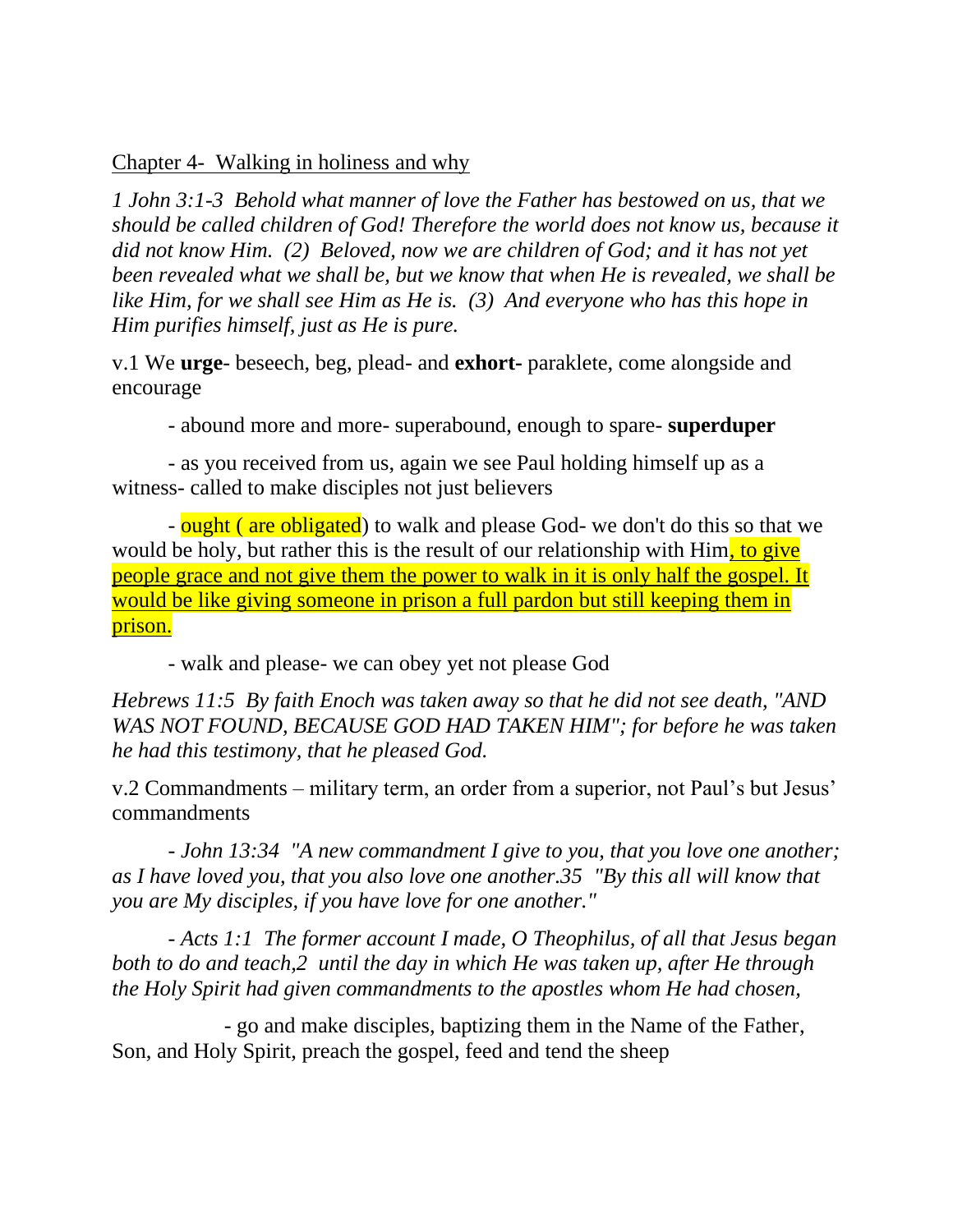Chapter 4- Walking in holiness and why

*1 John 3:1-3 Behold what manner of love the Father has bestowed on us, that we should be called children of God! Therefore the world does not know us, because it did not know Him. (2) Beloved, now we are children of God; and it has not yet been revealed what we shall be, but we know that when He is revealed, we shall be like Him, for we shall see Him as He is. (3) And everyone who has this hope in Him purifies himself, just as He is pure.*

v.1 We **urge**- beseech, beg, plead- and **exhort-** paraklete, come alongside and encourage

- abound more and more- superabound, enough to spare- **superduper**

- as you received from us, again we see Paul holding himself up as a witness- called to make disciples not just believers

- ought ( are obligated) to walk and please God- we don't do this so that we would be holy, but rather this is the result of our relationship with Him, to give people grace and not give them the power to walk in it is only half the gospel. It would be like giving someone in prison a full pardon but still keeping them in prison.

- walk and please- we can obey yet not please God

*Hebrews 11:5 By faith Enoch was taken away so that he did not see death, "AND WAS NOT FOUND, BECAUSE GOD HAD TAKEN HIM"; for before he was taken he had this testimony, that he pleased God.*

v.2 Commandments – military term, an order from a superior, not Paul's but Jesus' commandments

- *John 13:34 "A new commandment I give to you, that you love one another; as I have loved you, that you also love one another.35 "By this all will know that you are My disciples, if you have love for one another."*

- *Acts 1:1 The former account I made, O Theophilus, of all that Jesus began both to do and teach,2 until the day in which He was taken up, after He through the Holy Spirit had given commandments to the apostles whom He had chosen,*

- go and make disciples, baptizing them in the Name of the Father, Son, and Holy Spirit, preach the gospel, feed and tend the sheep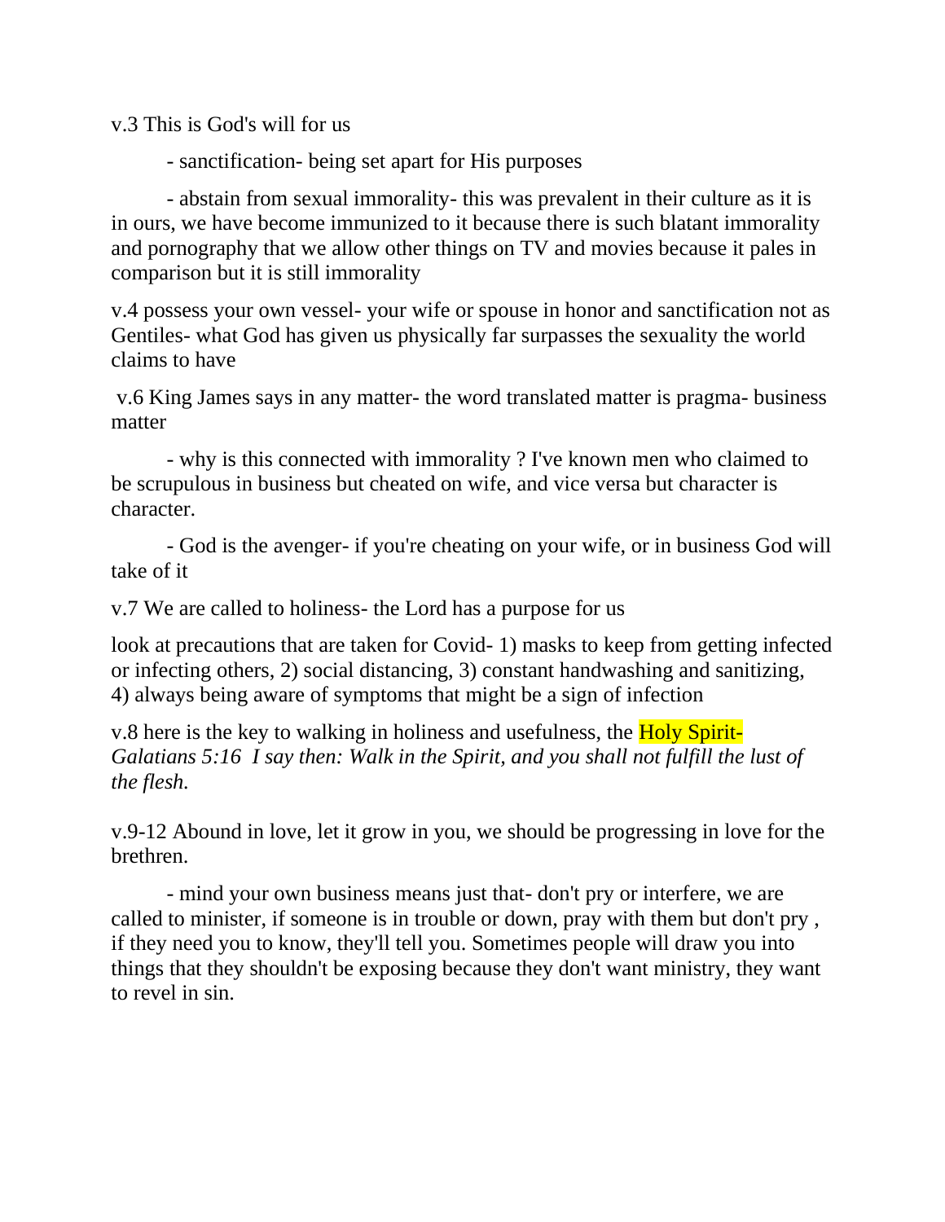v.3 This is God's will for us

- sanctification- being set apart for His purposes

- abstain from sexual immorality- this was prevalent in their culture as it is in ours, we have become immunized to it because there is such blatant immorality and pornography that we allow other things on TV and movies because it pales in comparison but it is still immorality

v.4 possess your own vessel- your wife or spouse in honor and sanctification not as Gentiles- what God has given us physically far surpasses the sexuality the world claims to have

v.6 King James says in any matter- the word translated matter is pragma- business matter

- why is this connected with immorality ? I've known men who claimed to be scrupulous in business but cheated on wife, and vice versa but character is character.

- God is the avenger- if you're cheating on your wife, or in business God will take of it

v.7 We are called to holiness- the Lord has a purpose for us

look at precautions that are taken for Covid- 1) masks to keep from getting infected or infecting others, 2) social distancing, 3) constant handwashing and sanitizing, 4) always being aware of symptoms that might be a sign of infection

v.8 here is the key to walking in holiness and usefulness, the Holy Spirit- *Galatians 5:16 I say then: Walk in the Spirit, and you shall not fulfill the lust of the flesh.*

v.9-12 Abound in love, let it grow in you, we should be progressing in love for the brethren.

- mind your own business means just that- don't pry or interfere, we are called to minister, if someone is in trouble or down, pray with them but don't pry , if they need you to know, they'll tell you. Sometimes people will draw you into things that they shouldn't be exposing because they don't want ministry, they want to revel in sin.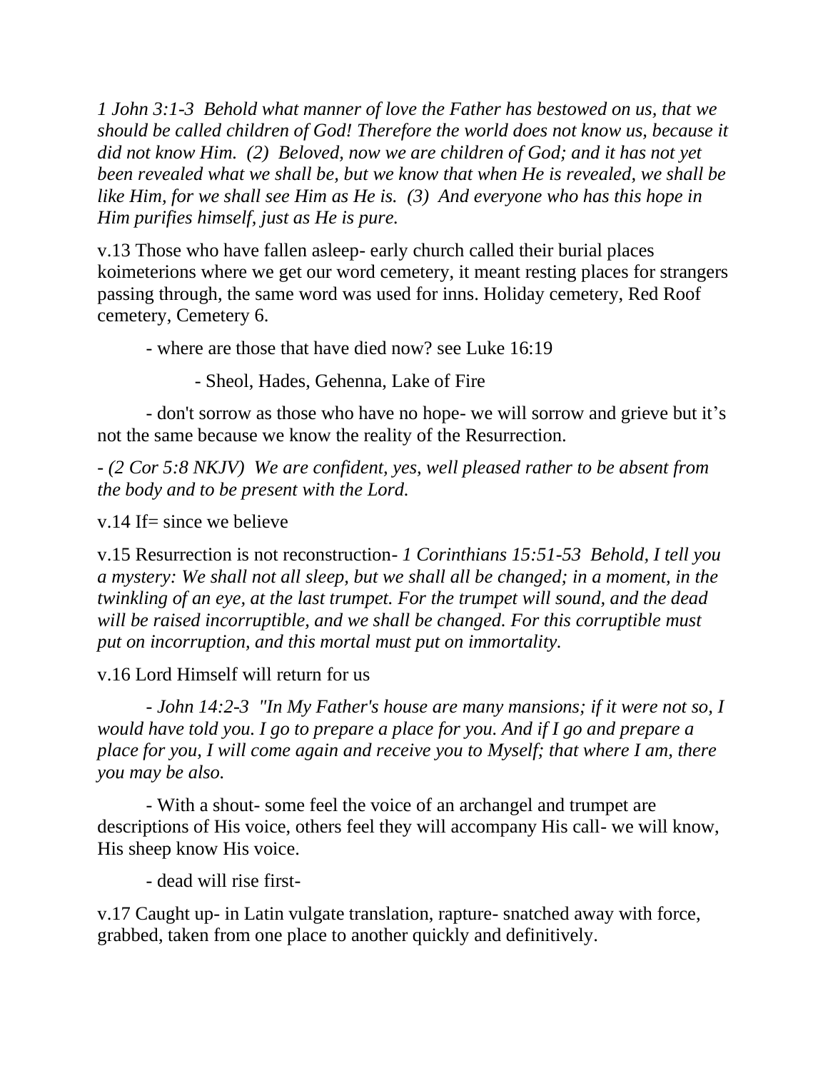*1 John 3:1-3  Behold what manner of love the Father has bestowed on us, that we should be called children of God! Therefore the world does not know us, because it did not know Him.  (2)  Beloved, now we are children of God; and it has not yet been revealed what we shall be, but we know that when He is revealed, we shall be like Him, for we shall see Him as He is.  (3)  And everyone who has this hope in Him purifies himself, just as He is pure.*

v.13 Those who have fallen asleep- early church called their burial places koimeterions where we get our word cemetery, it meant resting places for strangers passing through, the same word was used for inns. Holiday cemetery, Red Roof cemetery, Cemetery 6.

- where are those that have died now? see Luke 16:19

    - Sheol, Hades, Gehenna, Lake of Fire

- don't sorrow as those who have no hope- we will sorrow and grieve but it's not the same because we know the reality of the Resurrection.

- *(2 Cor 5:8 NKJV)  We are confident, yes, well pleased rather to be absent from the body and to be present with the Lord.*

v.14 If= since we believe

v.15 Resurrection is not reconstruction- *1 Corinthians 15:51-53  Behold, I tell you a mystery: We shall not all sleep, but we shall all be changed; in a moment, in the twinkling of an eye, at the last trumpet. For the trumpet will sound, and the dead will be raised incorruptible, and we shall be changed. For this corruptible must put on incorruption, and this mortal must put on immortality.*

v.16 Lord Himself will return for us

- *John 14:2-3  "In My Father's house are many mansions; if it were not so, I would have told you. I go to prepare a place for you. And if I go and prepare a place for you, I will come again and receive you to Myself; that where I am, there you may be also.*

- With a shout- some feel the voice of an archangel and trumpet are descriptions of His voice, others feel they will accompany His call- we will know, His sheep know His voice.

- dead will rise first-

v.17 Caught up- in Latin vulgate translation, rapture- snatched away with force, grabbed, taken from one place to another quickly and definitively.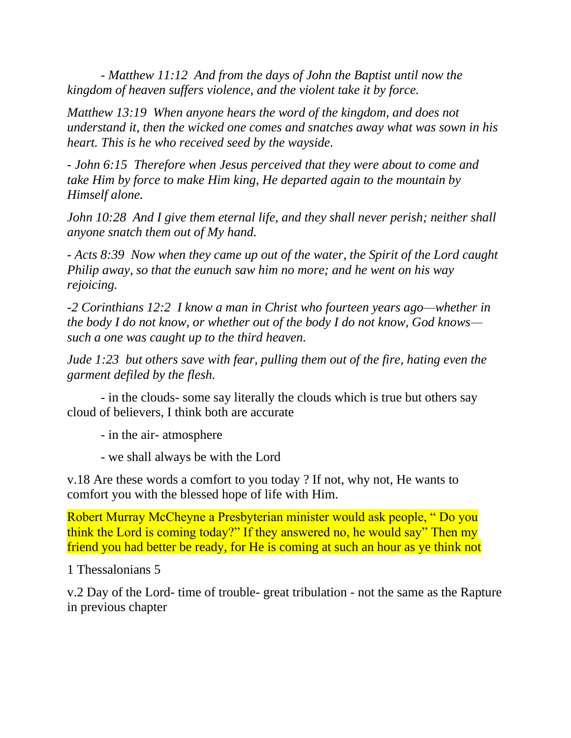- *Matthew 11:12 And from the days of John the Baptist until now the kingdom of heaven suffers violence, and the violent take it by force.*

*Matthew 13:19 When anyone hears the word of the kingdom, and does not understand it, then the wicked one comes and snatches away what was sown in his heart. This is he who received seed by the wayside.*

*- John 6:15 Therefore when Jesus perceived that they were about to come and take Him by force to make Him king, He departed again to the mountain by Himself alone.*

*John 10:28 And I give them eternal life, and they shall never perish; neither shall anyone snatch them out of My hand.*

*- Acts 8:39 Now when they came up out of the water, the Spirit of the Lord caught Philip away, so that the eunuch saw him no more; and he went on his way rejoicing.*

*-2 Corinthians 12:2 I know a man in Christ who fourteen years ago—whether in the body I do not know, or whether out of the body I do not know, God knows—such a one was caught up to the third heaven.*

*Jude 1:23 but others save with fear, pulling them out of the fire, hating even the garment defiled by the flesh.*

- in the clouds- some say literally the clouds which is true but others say cloud of believers, I think both are accurate

- in the air- atmosphere

- we shall always be with the Lord

v.18 Are these words a comfort to you today ? If not, why not, He wants to comfort you with the blessed hope of life with Him.

Robert Murray McCheyne a Presbyterian minister would ask people, " Do you think the Lord is coming today?" If they answered no, he would say" Then my friend you had better be ready, for He is coming at such an hour as ye think not

1 Thessalonians 5

v.2 Day of the Lord- time of trouble- great tribulation - not the same as the Rapture in previous chapter